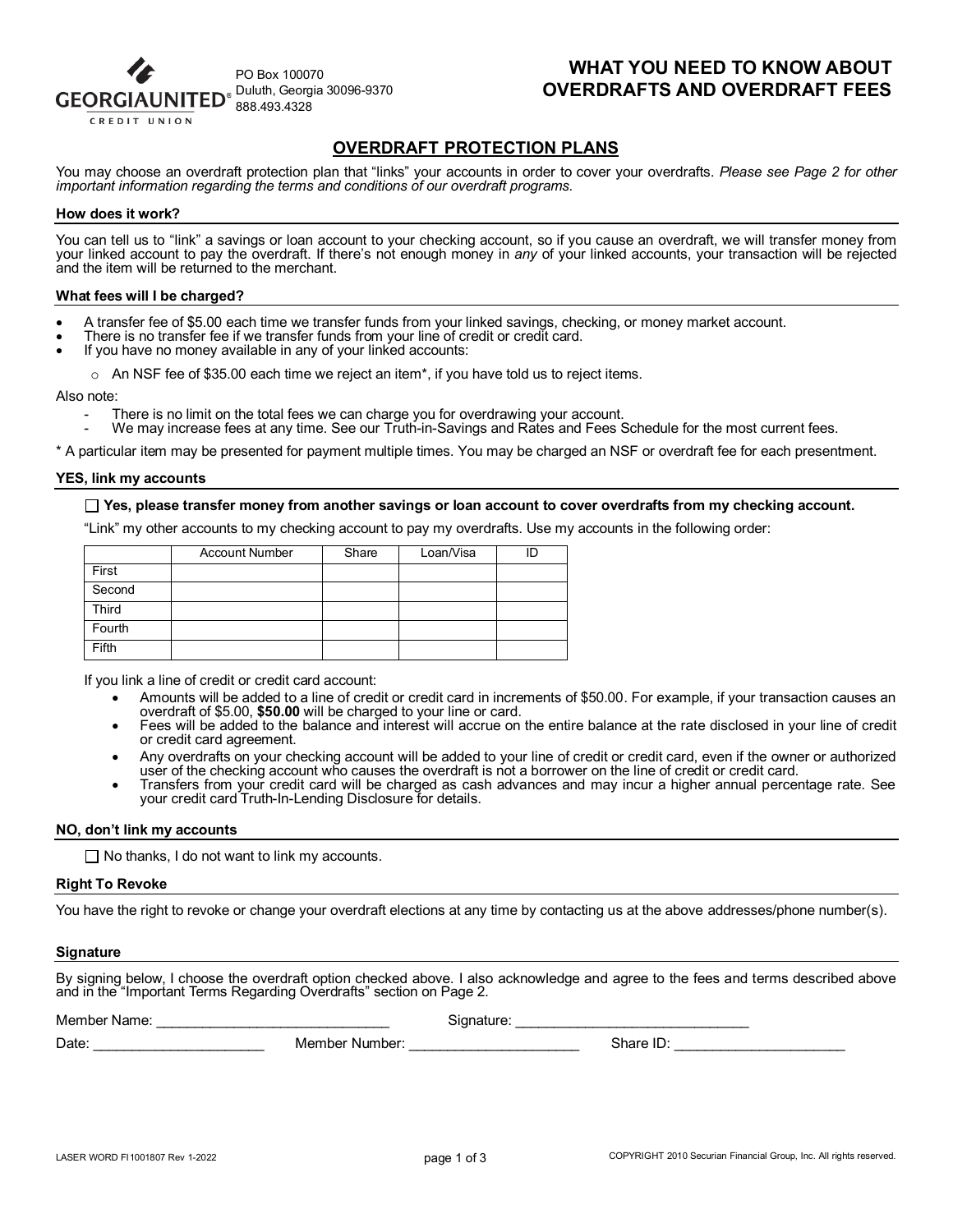GEORGIAUNITED CREDIT UNION

PO Box 100070
Duluth, Georgia 30096-9370
888.493.4328

# WHAT YOU NEED TO KNOW ABOUT OVERDRAFTS AND OVERDRAFT FEES

## OVERDRAFT PROTECTION PLANS

You may choose an overdraft protection plan that "links" your accounts in order to cover your overdrafts. *Please see Page 2 for other important information regarding the terms and conditions of our overdraft programs.*

### How does it work?

You can tell us to "link" a savings or loan account to your checking account, so if you cause an overdraft, we will transfer money from your linked account to pay the overdraft. If there's not enough money in *any* of your linked accounts, your transaction will be rejected and the item will be returned to the merchant.

### What fees will I be charged?

- A transfer fee of $5.00 each time we transfer funds from your linked savings, checking, or money market account.
- There is no transfer fee if we transfer funds from your line of credit or credit card.
- If you have no money available in any of your linked accounts:
  - An NSF fee of $35.00 each time we reject an item*, if you have told us to reject items.

Also note:
- There is no limit on the total fees we can charge you for overdrawing your account.
- We may increase fees at any time. See our Truth-in-Savings and Rates and Fees Schedule for the most current fees.

* A particular item may be presented for payment multiple times. You may be charged an NSF or overdraft fee for each presentment.

### YES, link my accounts

☐ **Yes, please transfer money from another savings or loan account to cover overdrafts from my checking account.**

"Link" my other accounts to my checking account to pay my overdrafts. Use my accounts in the following order:

| | Account Number | Share | Loan/Visa | ID |
|---|---|---|---|---|
| First | | | | |
| Second | | | | |
| Third | | | | |
| Fourth | | | | |
| Fifth | | | | |

If you link a line of credit or credit card account:

- Amounts will be added to a line of credit or credit card in increments of $50.00. For example, if your transaction causes an overdraft of $5.00, **$50.00** will be charged to your line or card.
- Fees will be added to the balance and interest will accrue on the entire balance at the rate disclosed in your line of credit or credit card agreement.
- Any overdrafts on your checking account will be added to your line of credit or credit card, even if the owner or authorized user of the checking account who causes the overdraft is not a borrower on the line of credit or credit card.
- Transfers from your credit card will be charged as cash advances and may incur a higher annual percentage rate. See your credit card Truth-In-Lending Disclosure for details.

### NO, don't link my accounts

☐ No thanks, I do not want to link my accounts.

### Right To Revoke

You have the right to revoke or change your overdraft elections at any time by contacting us at the above addresses/phone number(s).

### Signature

By signing below, I choose the overdraft option checked above. I also acknowledge and agree to the fees and terms described above and in the "Important Terms Regarding Overdrafts" section on Page 2.

Member Name: ______________________________ Signature: ______________________________

Date: ______________________ Member Number: ______________________ Share ID: ______________________

LASER WORD FI1001807 Rev 1-2022

COPYRIGHT 2010 Securian Financial Group, Inc. All rights reserved.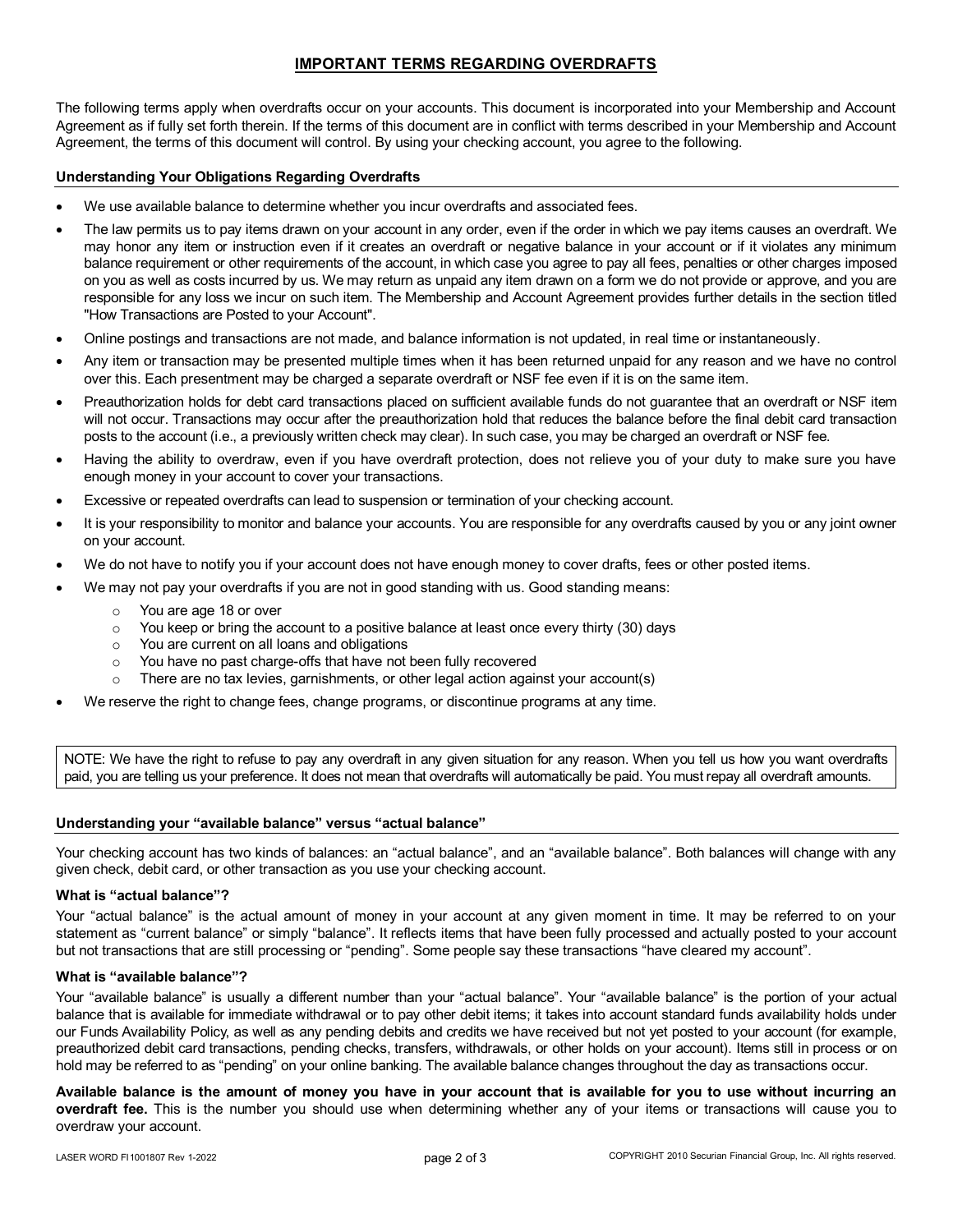# IMPORTANT TERMS REGARDING OVERDRAFTS

The following terms apply when overdrafts occur on your accounts. This document is incorporated into your Membership and Account Agreement as if fully set forth therein. If the terms of this document are in conflict with terms described in your Membership and Account Agreement, the terms of this document will control. By using your checking account, you agree to the following.

## Understanding Your Obligations Regarding Overdrafts

- We use available balance to determine whether you incur overdrafts and associated fees.
- The law permits us to pay items drawn on your account in any order, even if the order in which we pay items causes an overdraft. We may honor any item or instruction even if it creates an overdraft or negative balance in your account or if it violates any minimum balance requirement or other requirements of the account, in which case you agree to pay all fees, penalties or other charges imposed on you as well as costs incurred by us. We may return as unpaid any item drawn on a form we do not provide or approve, and you are responsible for any loss we incur on such item. The Membership and Account Agreement provides further details in the section titled "How Transactions are Posted to your Account".
- Online postings and transactions are not made, and balance information is not updated, in real time or instantaneously.
- Any item or transaction may be presented multiple times when it has been returned unpaid for any reason and we have no control over this. Each presentment may be charged a separate overdraft or NSF fee even if it is on the same item.
- Preauthorization holds for debt card transactions placed on sufficient available funds do not guarantee that an overdraft or NSF item will not occur. Transactions may occur after the preauthorization hold that reduces the balance before the final debit card transaction posts to the account (i.e., a previously written check may clear). In such case, you may be charged an overdraft or NSF fee.
- Having the ability to overdraw, even if you have overdraft protection, does not relieve you of your duty to make sure you have enough money in your account to cover your transactions.
- Excessive or repeated overdrafts can lead to suspension or termination of your checking account.
- It is your responsibility to monitor and balance your accounts. You are responsible for any overdrafts caused by you or any joint owner on your account.
- We do not have to notify you if your account does not have enough money to cover drafts, fees or other posted items.
- We may not pay your overdrafts if you are not in good standing with us. Good standing means:
  - You are age 18 or over
  - You keep or bring the account to a positive balance at least once every thirty (30) days
  - You are current on all loans and obligations
  - You have no past charge-offs that have not been fully recovered
  - There are no tax levies, garnishments, or other legal action against your account(s)
- We reserve the right to change fees, change programs, or discontinue programs at any time.

NOTE: We have the right to refuse to pay any overdraft in any given situation for any reason. When you tell us how you want overdrafts paid, you are telling us your preference. It does not mean that overdrafts will automatically be paid. You must repay all overdraft amounts.

## Understanding your "available balance" versus "actual balance"

Your checking account has two kinds of balances: an "actual balance", and an "available balance". Both balances will change with any given check, debit card, or other transaction as you use your checking account.

### What is "actual balance"?

Your "actual balance" is the actual amount of money in your account at any given moment in time. It may be referred to on your statement as "current balance" or simply "balance". It reflects items that have been fully processed and actually posted to your account but not transactions that are still processing or "pending". Some people say these transactions "have cleared my account".

### What is "available balance"?

Your "available balance" is usually a different number than your "actual balance". Your "available balance" is the portion of your actual balance that is available for immediate withdrawal or to pay other debit items; it takes into account standard funds availability holds under our Funds Availability Policy, as well as any pending debits and credits we have received but not yet posted to your account (for example, preauthorized debit card transactions, pending checks, transfers, withdrawals, or other holds on your account). Items still in process or on hold may be referred to as "pending" on your online banking. The available balance changes throughout the day as transactions occur.

**Available balance is the amount of money you have in your account that is available for you to use without incurring an overdraft fee.** This is the number you should use when determining whether any of your items or transactions will cause you to overdraw your account.

LASER WORD FI1001807 Rev 1-2022

COPYRIGHT 2010 Securian Financial Group, Inc. All rights reserved.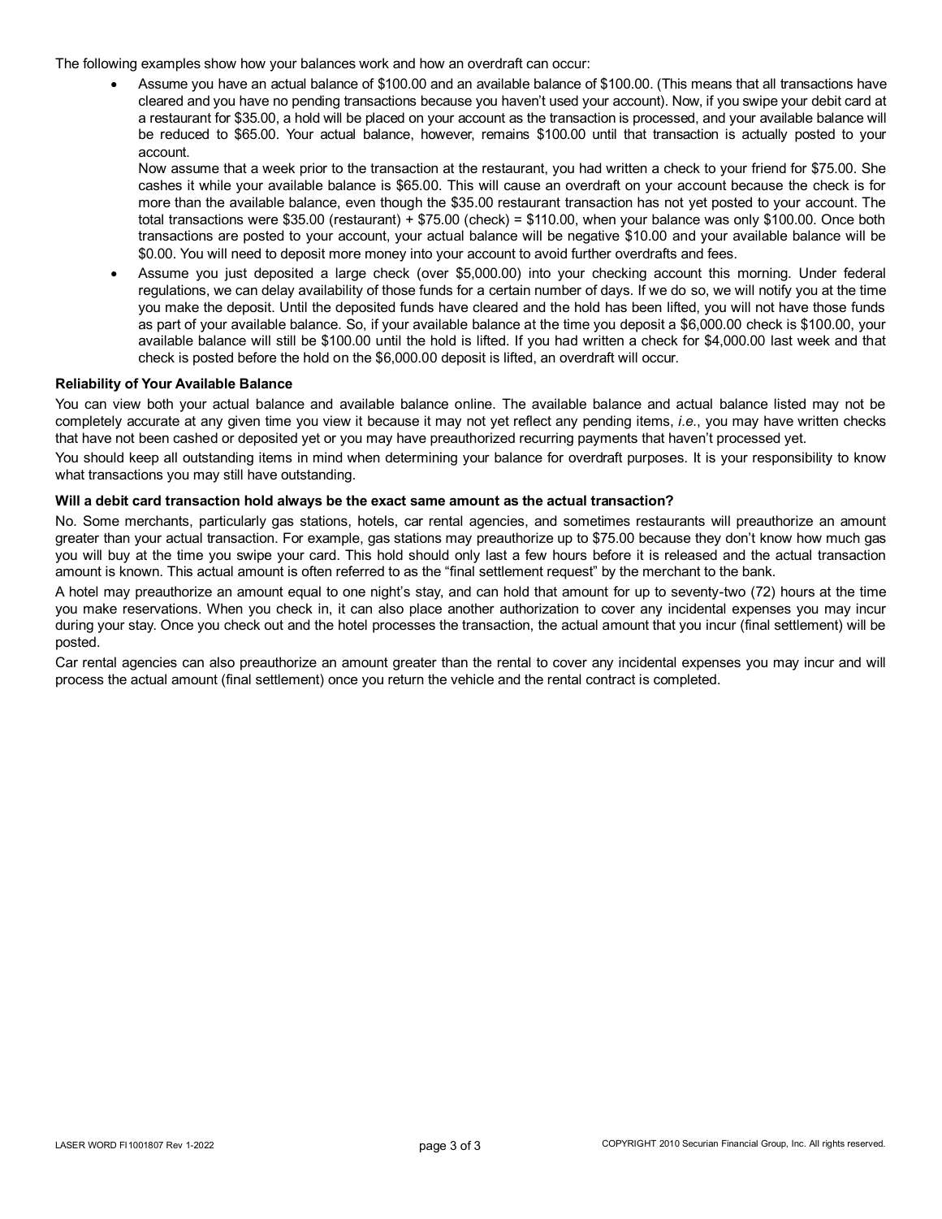The following examples show how your balances work and how an overdraft can occur:

- Assume you have an actual balance of $100.00 and an available balance of $100.00. (This means that all transactions have cleared and you have no pending transactions because you haven't used your account). Now, if you swipe your debit card at a restaurant for $35.00, a hold will be placed on your account as the transaction is processed, and your available balance will be reduced to $65.00. Your actual balance, however, remains $100.00 until that transaction is actually posted to your account.

  Now assume that a week prior to the transaction at the restaurant, you had written a check to your friend for $75.00. She cashes it while your available balance is $65.00. This will cause an overdraft on your account because the check is for more than the available balance, even though the $35.00 restaurant transaction has not yet posted to your account. The total transactions were $35.00 (restaurant) + $75.00 (check) = $110.00, when your balance was only $100.00. Once both transactions are posted to your account, your actual balance will be negative $10.00 and your available balance will be $0.00. You will need to deposit more money into your account to avoid further overdrafts and fees.

- Assume you just deposited a large check (over $5,000.00) into your checking account this morning. Under federal regulations, we can delay availability of those funds for a certain number of days. If we do so, we will notify you at the time you make the deposit. Until the deposited funds have cleared and the hold has been lifted, you will not have those funds as part of your available balance. So, if your available balance at the time you deposit a $6,000.00 check is $100.00, your available balance will still be $100.00 until the hold is lifted. If you had written a check for $4,000.00 last week and that check is posted before the hold on the $6,000.00 deposit is lifted, an overdraft will occur.

**Reliability of Your Available Balance**

You can view both your actual balance and available balance online. The available balance and actual balance listed may not be completely accurate at any given time you view it because it may not yet reflect any pending items, *i.e.*, you may have written checks that have not been cashed or deposited yet or you may have preauthorized recurring payments that haven't processed yet.

You should keep all outstanding items in mind when determining your balance for overdraft purposes. It is your responsibility to know what transactions you may still have outstanding.

**Will a debit card transaction hold always be the exact same amount as the actual transaction?**

No. Some merchants, particularly gas stations, hotels, car rental agencies, and sometimes restaurants will preauthorize an amount greater than your actual transaction. For example, gas stations may preauthorize up to $75.00 because they don't know how much gas you will buy at the time you swipe your card. This hold should only last a few hours before it is released and the actual transaction amount is known. This actual amount is often referred to as the "final settlement request" by the merchant to the bank.

A hotel may preauthorize an amount equal to one night's stay, and can hold that amount for up to seventy-two (72) hours at the time you make reservations. When you check in, it can also place another authorization to cover any incidental expenses you may incur during your stay. Once you check out and the hotel processes the transaction, the actual amount that you incur (final settlement) will be posted.

Car rental agencies can also preauthorize an amount greater than the rental to cover any incidental expenses you may incur and will process the actual amount (final settlement) once you return the vehicle and the rental contract is completed.